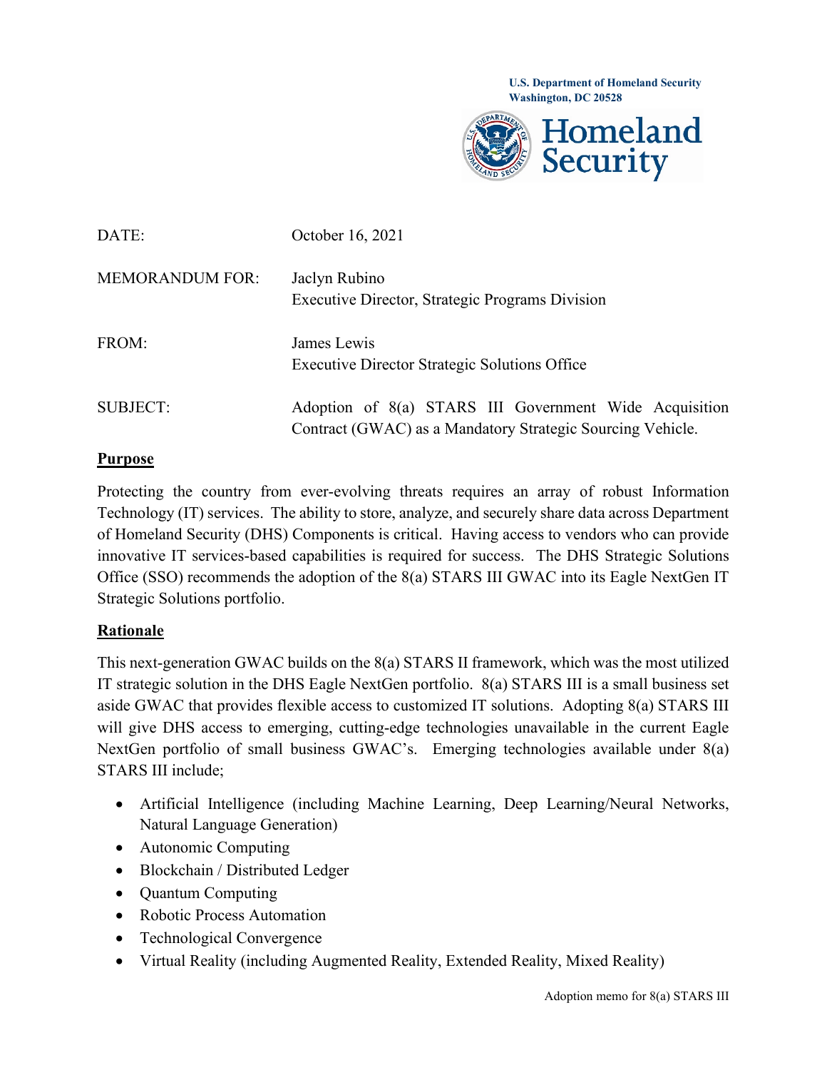U.S. Department of Homeland Security
Washington, DC 20528

Homeland Security

| | |
|---|---|
| DATE: | October 16, 2021 |
| MEMORANDUM FOR: | Jaclyn Rubino<br>Executive Director, Strategic Programs Division |
| FROM: | James Lewis<br>Executive Director Strategic Solutions Office |
| SUBJECT: | Adoption of 8(a) STARS III Government Wide Acquisition Contract (GWAC) as a Mandatory Strategic Sourcing Vehicle. |

**Purpose**

Protecting the country from ever-evolving threats requires an array of robust Information Technology (IT) services. The ability to store, analyze, and securely share data across Department of Homeland Security (DHS) Components is critical. Having access to vendors who can provide innovative IT services-based capabilities is required for success. The DHS Strategic Solutions Office (SSO) recommends the adoption of the 8(a) STARS III GWAC into its Eagle NextGen IT Strategic Solutions portfolio.

**Rationale**

This next-generation GWAC builds on the 8(a) STARS II framework, which was the most utilized IT strategic solution in the DHS Eagle NextGen portfolio. 8(a) STARS III is a small business set aside GWAC that provides flexible access to customized IT solutions. Adopting 8(a) STARS III will give DHS access to emerging, cutting-edge technologies unavailable in the current Eagle NextGen portfolio of small business GWAC's. Emerging technologies available under 8(a) STARS III include;

- Artificial Intelligence (including Machine Learning, Deep Learning/Neural Networks, Natural Language Generation)
- Autonomic Computing
- Blockchain / Distributed Ledger
- Quantum Computing
- Robotic Process Automation
- Technological Convergence
- Virtual Reality (including Augmented Reality, Extended Reality, Mixed Reality)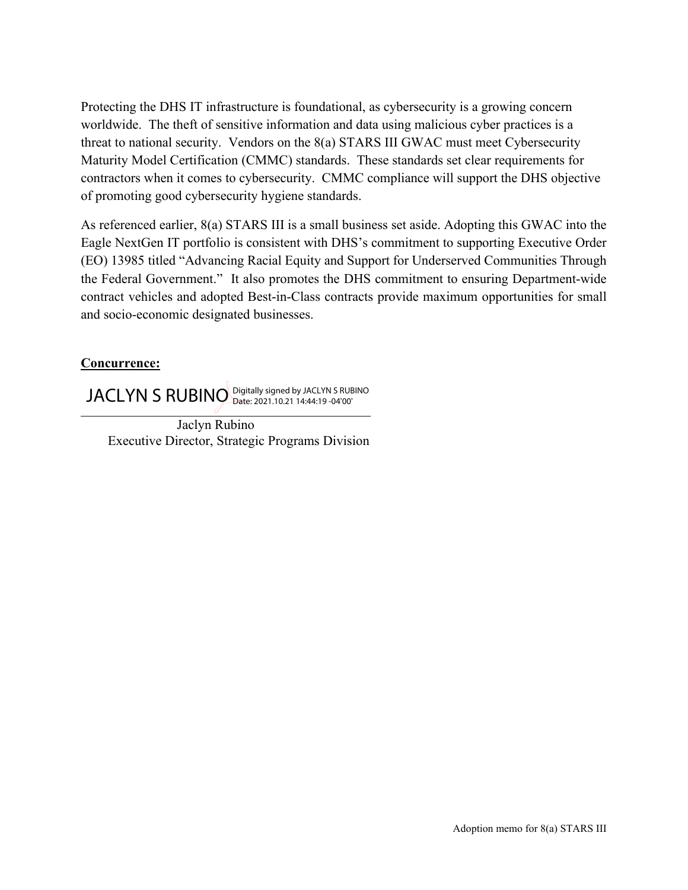Protecting the DHS IT infrastructure is foundational, as cybersecurity is a growing concern worldwide. The theft of sensitive information and data using malicious cyber practices is a threat to national security. Vendors on the 8(a) STARS III GWAC must meet Cybersecurity Maturity Model Certification (CMMC) standards. These standards set clear requirements for contractors when it comes to cybersecurity. CMMC compliance will support the DHS objective of promoting good cybersecurity hygiene standards.

As referenced earlier, 8(a) STARS III is a small business set aside. Adopting this GWAC into the Eagle NextGen IT portfolio is consistent with DHS's commitment to supporting Executive Order (EO) 13985 titled "Advancing Racial Equity and Support for Underserved Communities Through the Federal Government." It also promotes the DHS commitment to ensuring Department-wide contract vehicles and adopted Best-in-Class contracts provide maximum opportunities for small and socio-economic designated businesses.

**Concurrence:**

JACLYN S RUBINO Digitally signed by JACLYN S RUBINO Date: 2021.10.21 14:44:19 -04'00'

Jaclyn Rubino
Executive Director, Strategic Programs Division